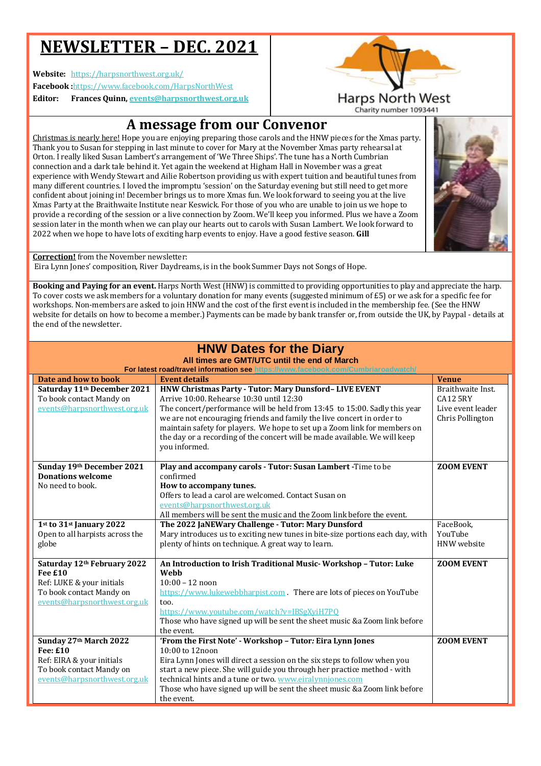# NEWSLETTER – DEC. 2021

**Website:** https://harpsnorthwest.org.uk/
**Facebook :**https://www.facebook.com/HarpsNorthWest
**Editor:** **Frances Quinn, events@harpsnorthwest.org.uk**

Harps North West
Charity number 1093441

## A message from our Convenor

Christmas is nearly here! Hope you are enjoying preparing those carols and the HNW pieces for the Xmas party. Thank you to Susan for stepping in last minute to cover for Mary at the November Xmas party rehearsal at Orton. I really liked Susan Lambert's arrangement of 'We Three Ships'. The tune has a North Cumbrian connection and a dark tale behind it. Yet again the weekend at Higham Hall in November was a great experience with Wendy Stewart and Ailie Robertson providing us with expert tuition and beautiful tunes from many different countries. I loved the impromptu 'session' on the Saturday evening but still need to get more confident about joining in! December brings us to more Xmas fun. We look forward to seeing you at the live Xmas Party at the Braithwaite Institute near Keswick. For those of you who are unable to join us we hope to provide a recording of the session or a live connection by Zoom. We'll keep you informed. Plus we have a Zoom session later in the month when we can play our hearts out to carols with Susan Lambert. We look forward to 2022 when we hope to have lots of exciting harp events to enjoy. Have a good festive season. **Gill**

**Correction!** from the November newsletter:
Eira Lynn Jones' composition, River Daydreams, is in the book Summer Days not Songs of Hope.

**Booking and Paying for an event.** Harps North West (HNW) is committed to providing opportunities to play and appreciate the harp. To cover costs we ask members for a voluntary donation for many events (suggested minimum of £5) or we ask for a specific fee for workshops. Non-members are asked to join HNW and the cost of the first event is included in the membership fee. (See the HNW website for details on how to become a member.) Payments can be made by bank transfer or, from outside the UK, by Paypal - details at the end of the newsletter.

## HNW Dates for the Diary

**All times are GMT/UTC until the end of March**

**For latest road/travel information see https://www.facebook.com/Cumbriaroadwatch/**

| Date and how to book | Event details | Venue |
|---|---|---|
| **Saturday 11th December 2021**<br>To book contact Mandy on events@harpsnorthwest.org.uk | **HNW Christmas Party - Tutor: Mary Dunsford– LIVE EVENT**<br>Arrive 10:00. Rehearse 10:30 until 12:30<br>The concert/performance will be held from 13:45 to 15:00. Sadly this year we are not encouraging friends and family the live concert in order to maintain safety for players. We hope to set up a Zoom link for members on the day or a recording of the concert will be made available. We will keep you informed. | Braithwaite Inst.<br>CA12 5RY<br>Live event leader Chris Pollington |
| **Sunday 19th December 2021**<br>**Donations welcome**<br>No need to book. | **Play and accompany carols - Tutor: Susan Lambert** -Time to be confirmed<br>**How to accompany tunes.**<br>Offers to lead a carol are welcomed. Contact Susan on events@harpsnorthwest.org.uk<br>All members will be sent the music and the Zoom link before the event. | **ZOOM EVENT** |
| **1st to 31st January 2022**<br>Open to all harpists across the globe | **The 2022 JaNEWary Challenge - Tutor: Mary Dunsford**<br>Mary introduces us to exciting new tunes in bite-size portions each day, with plenty of hints on technique. A great way to learn. | FaceBook,<br>YouTube<br>HNW website |
| **Saturday 12th February 2022**<br>**Fee £10**<br>Ref: LUKE & your initials<br>To book contact Mandy on events@harpsnorthwest.org.uk | **An Introduction to Irish Traditional Music- Workshop – Tutor: Luke Webb**<br>10:00 – 12 noon<br>https://www.lukewebbharpist.com . There are lots of pieces on YouTube too.<br>https://www.youtube.com/watch?v=IBSgXyiH7PQ<br>Those who have signed up will be sent the sheet music &a Zoom link before the event. | **ZOOM EVENT** |
| **Sunday 27th March 2022**<br>**Fee: £10**<br>Ref: EIRA & your initials<br>To book contact Mandy on events@harpsnorthwest.org.uk | **'From the First Note' - Workshop – Tutor: Eira Lynn Jones**<br>10:00 to 12noon<br>Eira Lynn Jones will direct a session on the six steps to follow when you start a new piece. She will guide you through her practice method - with technical hints and a tune or two. www.eiralynnjones.com<br>Those who have signed up will be sent the sheet music &a Zoom link before the event. | **ZOOM EVENT** |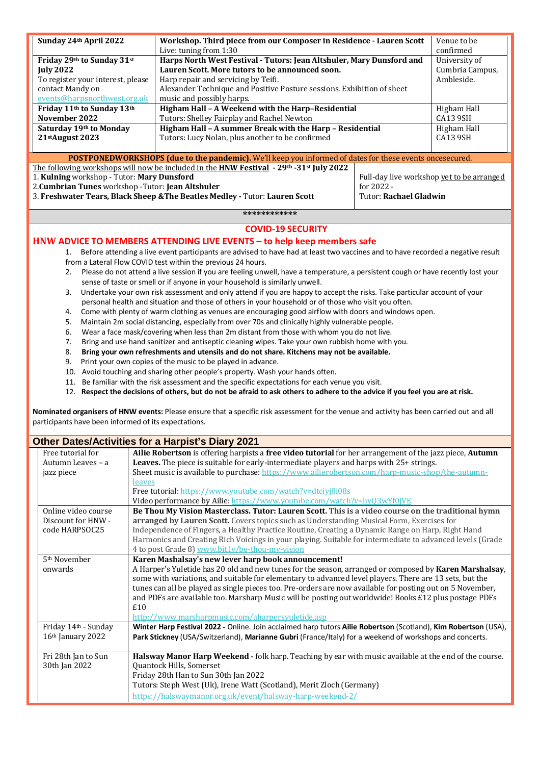| | | |
|---|---|---|
| **Sunday 24th April 2022** | **Workshop. Third piece from our Composer in Residence - Lauren Scott**<br>Live: tuning from 1:30 | Venue to be confirmed |
| **Friday 29th to Sunday 31st July 2022**<br>To register your interest, please contact Mandy on events@harpsnorthwest.org.uk | **Harps North West Festival - Tutors: Jean Altshuler, Mary Dunsford and Lauren Scott. More tutors to be announced soon.**<br>Harp repair and servicing by Teifi.<br>Alexander Technique and Positive Posture sessions. Exhibition of sheet music and possibly harps. | University of Cumbria Campus, Ambleside. |
| **Friday 11th to Sunday 13th November 2022** | **Higham Hall – A Weekend with the Harp–Residential**<br>Tutors: Shelley Fairplay and Rachel Newton | Higham Hall CA13 9SH |
| **Saturday 19th to Monday 21stAugust 2023** | **Higham Hall – A summer Break with the Harp – Residential**<br>Tutors: Lucy Nolan, plus another to be confirmed | Higham Hall CA13 9SH |

**POSTPONEDWORKSHOPS (due to the pandemic).** We'll keep you informed of dates for these events oncesecured.

| | |
|---|---|
| The following workshops will now be included in the **HNW Festival** - 29th -31st July 2022<br>1. **Kulning** workshop - Tutor: **Mary Dunsford**<br>2.**Cumbrian Tunes** workshop -Tutor: **Jean Altshuler**<br>3. **Freshwater Tears, Black Sheep &The Beatles Medley** - Tutor: **Lauren Scott** | Full-day live workshop yet to be arranged for 2022 -<br>Tutor: **Rachael Gladwin** |

************

## COVID-19 SECURITY

## HNW ADVICE TO MEMBERS ATTENDING LIVE EVENTS – to help keep members safe

1. Before attending a live event participants are advised to have had at least two vaccines and to have recorded a negative result from a Lateral Flow COVID test within the previous 24 hours.
2. Please do not attend a live session if you are feeling unwell, have a temperature, a persistent cough or have recently lost your sense of taste or smell or if anyone in your household is similarly unwell.
3. Undertake your own risk assessment and only attend if you are happy to accept the risks. Take particular account of your personal health and situation and those of others in your household or of those who visit you often.
4. Come with plenty of warm clothing as venues are encouraging good airflow with doors and windows open.
5. Maintain 2m social distancing, especially from over 70s and clinically highly vulnerable people.
6. Wear a face mask/covering when less than 2m distant from those with whom you do not live.
7. Bring and use hand sanitizer and antiseptic cleaning wipes. Take your own rubbish home with you.
8. **Bring your own refreshments and utensils and do not share. Kitchens may not be available.**
9. Print your own copies of the music to be played in advance.
10. Avoid touching and sharing other people's property. Wash your hands often.
11. Be familiar with the risk assessment and the specific expectations for each venue you visit.
12. **Respect the decisions of others, but do not be afraid to ask others to adhere to the advice if you feel you are at risk.**

**Nominated organisers of HNW events:** Please ensure that a specific risk assessment for the venue and activity has been carried out and all participants have been informed of its expectations.

## Other Dates/Activities for a Harpist's Diary 2021

| | |
|---|---|
| Free tutorial for Autumn Leaves – a jazz piece | **Ailie Robertson** is offering harpists a **free video tutorial** for her arrangement of the jazz piece, **Autumn Leaves.** The piece is suitable for early-intermediate players and harps with 25+ strings.<br>Sheet music is available to purchase: https://www.ailierobertson.com/harp-music-shop/the-autumn-leaves<br>Free tutorial: https://www.youtube.com/watch?v=dtciyj8i08s<br>Video performance by Ailie: https://www.youtube.com/watch?v=hyQ3wYf0jVE |
| Online video course Discount for HNW - code HARPSOC25 | **Be Thou My Vision Masterclass. Tutor: Lauren Scott. This is a video course on the traditional hymn arranged by Lauren Scott.** Covers topics such as Understanding Musical Form, Exercises for Independence of Fingers, a Healthy Practice Routine, Creating a Dynamic Range on Harp, Right Hand Harmonics and Creating Rich Voicings in your playing. Suitable for intermediate to advanced levels (Grade 4 to post Grade 8) www.bit.ly/be-thou-my-vision |
| 5th November onwards | **Karen Mashalsay's new lever harp book announcement!**<br>A Harper's Yuletide has 20 old and new tunes for the season, arranged or composed by **Karen Marshalsay**, some with variations, and suitable for elementary to advanced level players. There are 13 sets, but the tunes can all be played as single pieces too. Pre-orders are now available for posting out on 5 November, and PDFs are available too. Marsharp Music will be posting out worldwide! Books £12 plus postage PDFs £10<br>http://www.marsharpmusic.com/aharpersyuletide.asp |
| Friday 14th - Sunday 16th January 2022 | **Winter Harp Festival 2022 -** Online. Join acclaimed harp tutors **Ailie Robertson** (Scotland), **Kim Robertson** (USA), **Park Stickney** (USA/Switzerland), **Marianne Gubri** (France/Italy) for a weekend of workshops and concerts. |
| Fri 28th Jan to Sun 30th Jan 2022 | **Halsway Manor Harp Weekend** - folk harp. Teaching by ear with music available at the end of the course.<br>Quantock Hills, Somerset<br>Friday 28th Han to Sun 30th Jan 2022<br>Tutors: Steph West (Uk), Irene Watt (Scotland), Merit Zloch (Germany)<br>https://halswaymanor.org.uk/event/halsway-harp-weekend-2/ |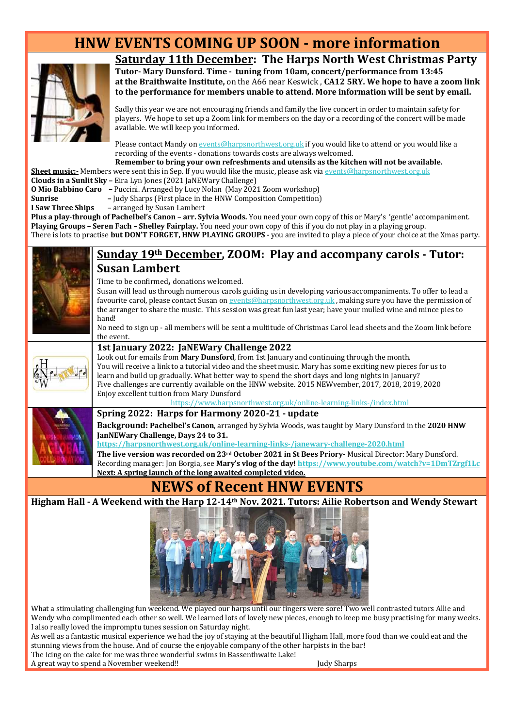# HNW EVENTS COMING UP SOON - more information

## Saturday 11th December: The Harps North West Christmas Party

**Tutor- Mary Dunsford. Time - tuning from 10am, concert/performance from 13:45 at the Braithwaite Institute,** on the A66 near Keswick , **CA12 5RY. We hope to have a zoom link to the performance for members unable to attend. More information will be sent by email.**

Sadly this year we are not encouraging friends and family the live concert in order to maintain safety for players. We hope to set up a Zoom link for members on the day or a recording of the concert will be made available. We will keep you informed.

Please contact Mandy on events@harpsnorthwest.org.uk if you would like to attend or you would like a recording of the events - donations towards costs are always welcomed.

**Remember to bring your own refreshments and utensils as the kitchen will not be available.**

**Sheet music:-** Members were sent this in Sep. If you would like the music, please ask via events@harpsnorthwest.org.uk

**Clouds in a Sunlit Sky –** Eira Lyn Jones (2021 JaNEWary Challenge)
**O Mio Babbino Caro** – Puccini. Arranged by Lucy Nolan (May 2021 Zoom workshop)
**Sunrise** – Judy Sharps (First place in the HNW Composition Competition)
**I Saw Three Ships** – arranged by Susan Lambert

**Plus a play-through of Pachelbel's Canon – arr. Sylvia Woods.** You need your own copy of this or Mary's 'gentle' accompaniment.
**Playing Groups – Seren Fach – Shelley Fairplay.** You need your own copy of this if you do not play in a playing group.
There is lots to practise **but DON'T FORGET, HNW PLAYING GROUPS -** you are invited to play a piece of your choice at the Xmas party.

## Sunday 19th December, ZOOM: Play and accompany carols - Tutor: Susan Lambert

Time to be confirmed**,** donations welcomed.

Susan will lead us through numerous carols guiding us in developing various accompaniments. To offer to lead a favourite carol, please contact Susan on events@harpsnorthwest.org.uk , making sure you have the permission of the arranger to share the music. This session was great fun last year; have your mulled wine and mince pies to hand!

No need to sign up - all members will be sent a multitude of Christmas Carol lead sheets and the Zoom link before the event.

### 1st January 2022: JaNEWary Challenge 2022

Look out for emails from **Mary Dunsford**, from 1st January and continuing through the month.
You will receive a link to a tutorial video and the sheet music. Mary has some exciting new pieces for us to learn and build up gradually. What better way to spend the short days and long nights in January?
Five challenges are currently available on the HNW website. 2015 NEWvember, 2017, 2018, 2019, 2020
Enjoy excellent tuition from Mary Dunsford

https://www.harpsnorthwest.org.uk/online-learning-links-/index.html

### Spring 2022: Harps for Harmony 2020-21 - update

**Background: Pachelbel's Canon**, arranged by Sylvia Woods, was taught by Mary Dunsford in the **2020 HNW JanNEWary Challenge, Days 24 to 31.**

**https://harpsnorthwest.org.uk/online-learning-links-/janeweary-challenge-2020.html**

**The live version was recorded on 23rd October 2021 in St Bees Priory**- Musical Director: Mary Dunsford.
Recording manager: Jon Borgia, see **Mary's vlog of the day! https://www.youtube.com/watch?v=1DmTZrgf1Lc**

**Next: A spring launch of the long awaited completed video.**

# NEWS of Recent HNW EVENTS

### Higham Hall - A Weekend with the Harp 12-14th Nov. 2021. Tutors: Ailie Robertson and Wendy Stewart

What a stimulating challenging fun weekend. We played our harps until our fingers were sore! Two well contrasted tutors Allie and Wendy who complimented each other so well. We learned lots of lovely new pieces, enough to keep me busy practising for many weeks. I also really loved the impromptu tunes session on Saturday night.

As well as a fantastic musical experience we had the joy of staying at the beautiful Higham Hall, more food than we could eat and the stunning views from the house. And of course the enjoyable company of the other harpists in the bar!

The icing on the cake for me was three wonderful swims in Bassenthwaite Lake!

A great way to spend a November weekend!! Judy Sharps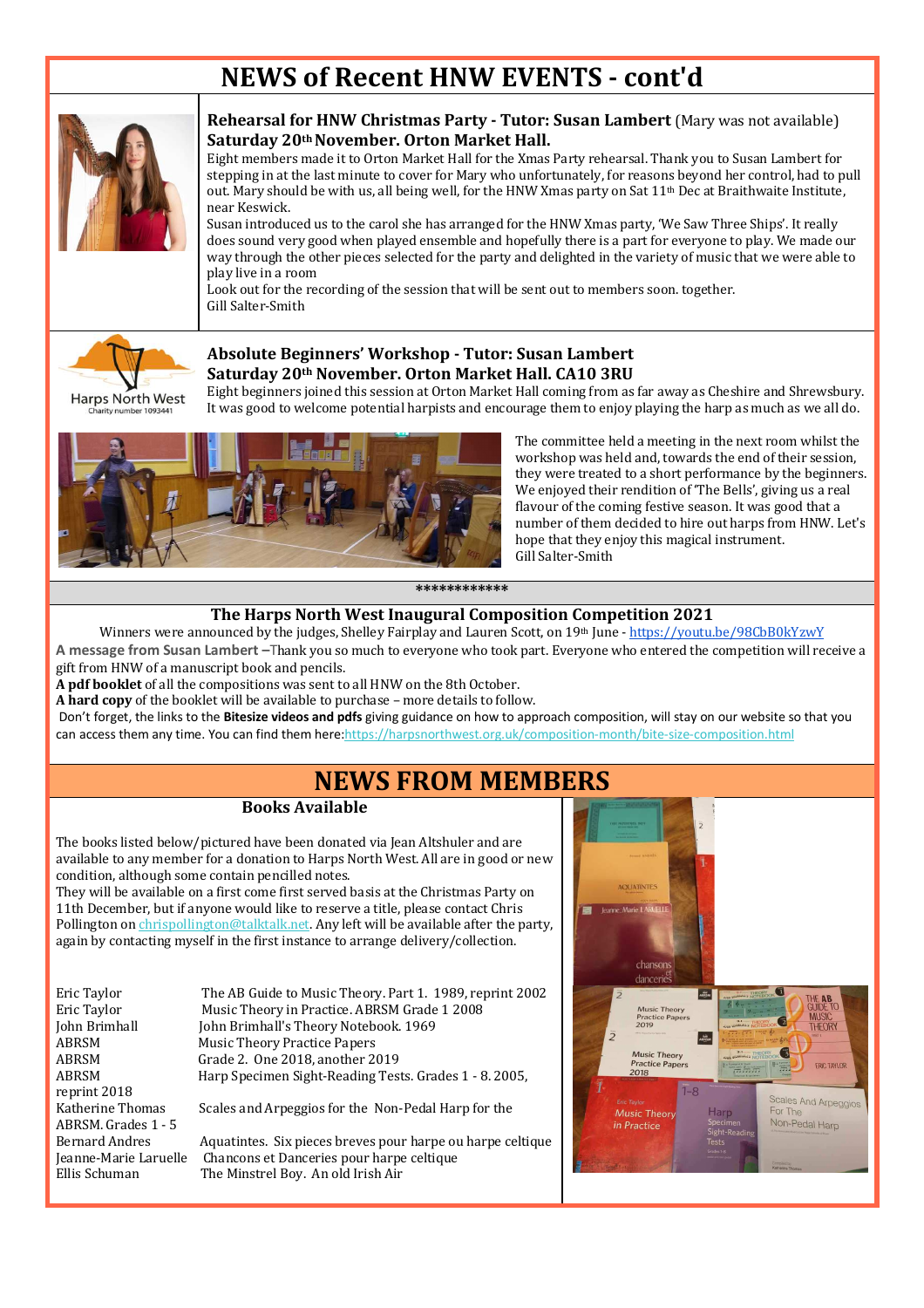# NEWS of Recent HNW EVENTS - cont'd

### Rehearsal for HNW Christmas Party - Tutor: Susan Lambert (Mary was not available)
### Saturday 20th November. Orton Market Hall.

Eight members made it to Orton Market Hall for the Xmas Party rehearsal. Thank you to Susan Lambert for stepping in at the last minute to cover for Mary who unfortunately, for reasons beyond her control, had to pull out. Mary should be with us, all being well, for the HNW Xmas party on Sat 11th Dec at Braithwaite Institute, near Keswick.

Susan introduced us to the carol she has arranged for the HNW Xmas party, 'We Saw Three Ships'. It really does sound very good when played ensemble and hopefully there is a part for everyone to play. We made our way through the other pieces selected for the party and delighted in the variety of music that we were able to play live in a room

Look out for the recording of the session that will be sent out to members soon. together.

Gill Salter-Smith

Harps North West
Charity number 1093441

### Absolute Beginners' Workshop - Tutor: Susan Lambert
### Saturday 20th November. Orton Market Hall. CA10 3RU

Eight beginners joined this session at Orton Market Hall coming from as far away as Cheshire and Shrewsbury. It was good to welcome potential harpists and encourage them to enjoy playing the harp as much as we all do.

The committee held a meeting in the next room whilst the workshop was held and, towards the end of their session, they were treated to a short performance by the beginners. We enjoyed their rendition of 'The Bells', giving us a real flavour of the coming festive season. It was good that a number of them decided to hire out harps from HNW. Let's hope that they enjoy this magical instrument.

Gill Salter-Smith

\************

### The Harps North West Inaugural Composition Competition 2021

Winners were announced by the judges, Shelley Fairplay and Lauren Scott, on 19th June - https://youtu.be/98CbB0kYzwY

**A message from Susan Lambert** –Thank you so much to everyone who took part. Everyone who entered the competition will receive a gift from HNW of a manuscript book and pencils.

**A pdf booklet** of all the compositions was sent to all HNW on the 8th October.

**A hard copy** of the booklet will be available to purchase – more details to follow.

Don't forget, the links to the **Bitesize videos and pdfs** giving guidance on how to approach composition, will stay on our website so that you can access them any time. You can find them here:https://harpsnorthwest.org.uk/composition-month/bite-size-composition.html

# NEWS FROM MEMBERS

### Books Available

The books listed below/pictured have been donated via Jean Altshuler and are available to any member for a donation to Harps North West. All are in good or new condition, although some contain pencilled notes.

They will be available on a first come first served basis at the Christmas Party on 11th December, but if anyone would like to reserve a title, please contact Chris Pollington on chrispollington@talktalk.net. Any left will be available after the party, again by contacting myself in the first instance to arrange delivery/collection.

| | |
|---|---|
| Eric Taylor | The AB Guide to Music Theory. Part 1. 1989, reprint 2002 |
| Eric Taylor | Music Theory in Practice. ABRSM Grade 1 2008 |
| John Brimhall | John Brimhall's Theory Notebook. 1969 |
| ABRSM | Music Theory Practice Papers |
| ABRSM | Grade 2. One 2018, another 2019 |
| ABRSM | Harp Specimen Sight-Reading Tests. Grades 1 - 8. 2005, reprint 2018 |
| Katherine Thomas | Scales and Arpeggios for the Non-Pedal Harp for the ABRSM. Grades 1 - 5 |
| Bernard Andres | Aquatintes. Six pieces breves pour harpe ou harpe celtique |
| Jeanne-Marie Laruelle | Chancons et Danceries pour harpe celtique |
| Ellis Schuman | The Minstrel Boy. An old Irish Air |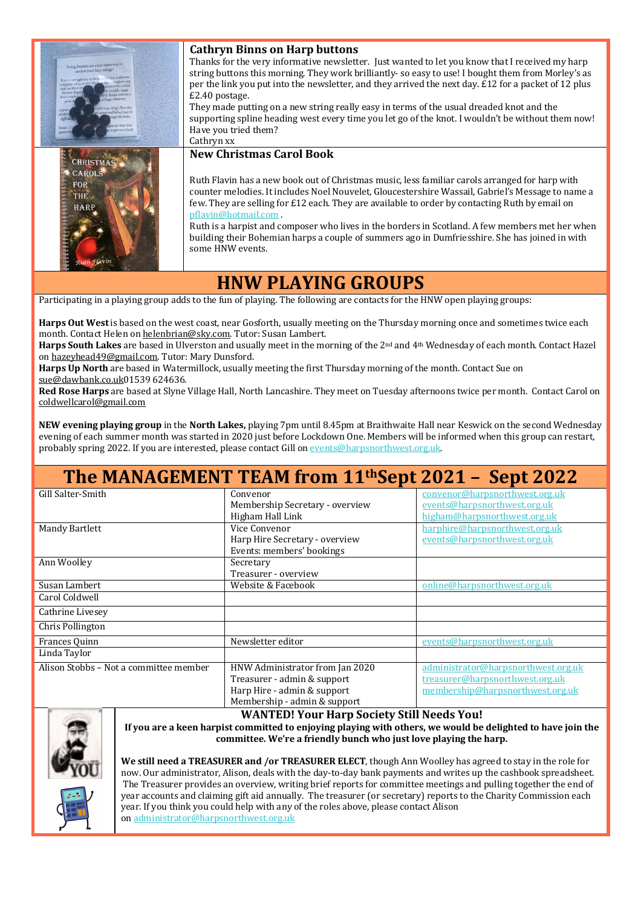### Cathryn Binns on Harp buttons

Thanks for the very informative newsletter. Just wanted to let you know that I received my harp string buttons this morning. They work brilliantly- so easy to use! I bought them from Morley's as per the link you put into the newsletter, and they arrived the next day. £12 for a packet of 12 plus £2.40 postage.

They made putting on a new string really easy in terms of the usual dreaded knot and the supporting spline heading west every time you let go of the knot. I wouldn't be without them now! Have you tried them?

Cathryn xx

### New Christmas Carol Book

Ruth Flavin has a new book out of Christmas music, less familiar carols arranged for harp with counter melodies. It includes Noel Nouvelet, Gloucestershire Wassail, Gabriel's Message to name a few. They are selling for £12 each. They are available to order by contacting Ruth by email on pflavin@hotmail.com .

Ruth is a harpist and composer who lives in the borders in Scotland. A few members met her when building their Bohemian harps a couple of summers ago in Dumfriesshire. She has joined in with some HNW events.

## HNW PLAYING GROUPS

Participating in a playing group adds to the fun of playing. The following are contacts for the HNW open playing groups:

**Harps Out West** is based on the west coast, near Gosforth, usually meeting on the Thursday morning once and sometimes twice each month. Contact Helen on helenbrian@sky.com. Tutor: Susan Lambert.

**Harps South Lakes** are based in Ulverston and usually meet in the morning of the 2nd and 4th Wednesday of each month. Contact Hazel on hazeyhead49@gmail.com. Tutor: Mary Dunsford.

**Harps Up North** are based in Watermillock, usually meeting the first Thursday morning of the month. Contact Sue on sue@dawbank.co.uk01539 624636.

**Red Rose Harps** are based at Slyne Village Hall, North Lancashire. They meet on Tuesday afternoons twice per month. Contact Carol on coldwellcarol@gmail.com

**NEW evening playing group** in the **North Lakes,** playing 7pm until 8.45pm at Braithwaite Hall near Keswick on the second Wednesday evening of each summer month was started in 2020 just before Lockdown One. Members will be informed when this group can restart, probably spring 2022. If you are interested, please contact Gill on events@harpsnorthwest.org.uk.

## The MANAGEMENT TEAM from 11th Sept 2021 – Sept 2022

| Name | Role | Email |
|---|---|---|
| Gill Salter-Smith | Convenor<br>Membership Secretary - overview<br>Higham Hall Link | convenor@harpsnorthwest.org.uk<br>events@harpsnorthwest.org.uk<br>higham@harpsnorthwest.org.uk |
| Mandy Bartlett | Vice Convenor<br>Harp Hire Secretary - overview<br>Events: members' bookings | harphire@harpsnorthwest.org.uk<br>events@harpsnorthwest.org.uk |
| Ann Woolley | Secretary<br>Treasurer - overview | |
| Susan Lambert | Website & Facebook | online@harpsnorthwest.org.uk |
| Carol Coldwell | | |
| Cathrine Livesey | | |
| Chris Pollington | | |
| Frances Quinn | Newsletter editor | events@harpsnorthwest.org.uk |
| Linda Taylor | | |
| Alison Stobbs – Not a committee member | HNW Administrator from Jan 2020<br>Treasurer - admin & support<br>Harp Hire - admin & support<br>Membership - admin & support | administrator@harpsnorthwest.org.uk<br>treasurer@harpsnorthwest.org.uk<br>membership@harpsnorthwest.org.uk |

### WANTED! Your Harp Society Still Needs You!

**If you are a keen harpist committed to enjoying playing with others, we would be delighted to have join the committee. We're a friendly bunch who just love playing the harp.**

**We still need a TREASURER and /or TREASURER ELECT**, though Ann Woolley has agreed to stay in the role for now. Our administrator, Alison, deals with the day-to-day bank payments and writes up the cashbook spreadsheet. The Treasurer provides an overview, writing brief reports for committee meetings and pulling together the end of year accounts and claiming gift aid annually. The treasurer (or secretary) reports to the Charity Commission each year. If you think you could help with any of the roles above, please contact Alison on administrator@harpsnorthwest.org.uk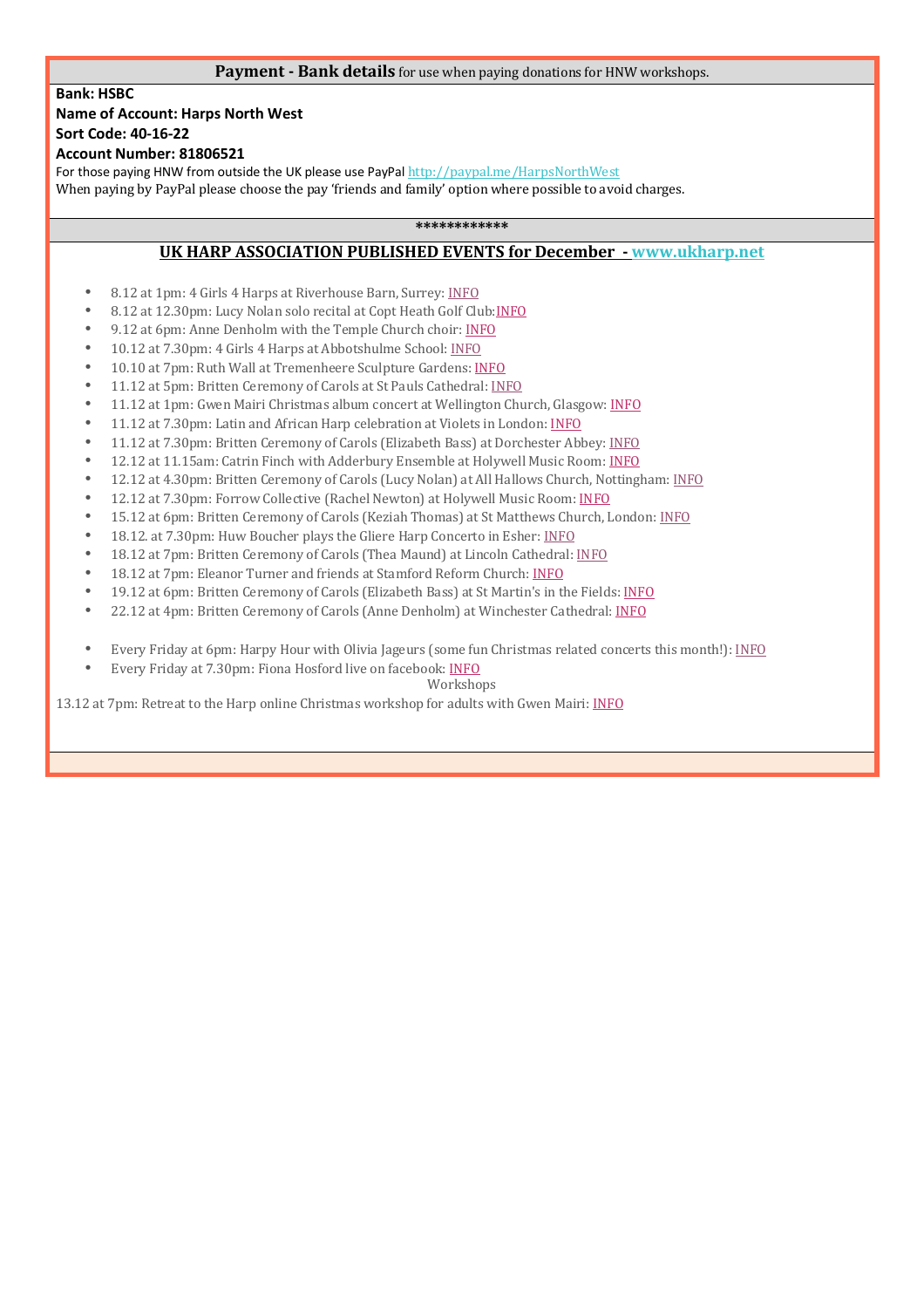**Payment - Bank details** for use when paying donations for HNW workshops.

**Bank: HSBC**
**Name of Account: Harps North West**
**Sort Code: 40-16-22**
**Account Number: 81806521**

For those paying HNW from outside the UK please use PayPal http://paypal.me/HarpsNorthWest
When paying by PayPal please choose the pay 'friends and family' option where possible to avoid charges.

************

## UK HARP ASSOCIATION PUBLISHED EVENTS for December - www.ukharp.net

- 8.12 at 1pm: 4 Girls 4 Harps at Riverhouse Barn, Surrey: INFO
- 8.12 at 12.30pm: Lucy Nolan solo recital at Copt Heath Golf Club:INFO
- 9.12 at 6pm: Anne Denholm with the Temple Church choir: INFO
- 10.12 at 7.30pm: 4 Girls 4 Harps at Abbotshulme School: INFO
- 10.10 at 7pm: Ruth Wall at Tremenheere Sculpture Gardens: INFO
- 11.12 at 5pm: Britten Ceremony of Carols at St Pauls Cathedral: INFO
- 11.12 at 1pm: Gwen Mairi Christmas album concert at Wellington Church, Glasgow: INFO
- 11.12 at 7.30pm: Latin and African Harp celebration at Violets in London: INFO
- 11.12 at 7.30pm: Britten Ceremony of Carols (Elizabeth Bass) at Dorchester Abbey: INFO
- 12.12 at 11.15am: Catrin Finch with Adderbury Ensemble at Holywell Music Room: INFO
- 12.12 at 4.30pm: Britten Ceremony of Carols (Lucy Nolan) at All Hallows Church, Nottingham: INFO
- 12.12 at 7.30pm: Forrow Collective (Rachel Newton) at Holywell Music Room: INFO
- 15.12 at 6pm: Britten Ceremony of Carols (Keziah Thomas) at St Matthews Church, London: INFO
- 18.12. at 7.30pm: Huw Boucher plays the Gliere Harp Concerto in Esher: INFO
- 18.12 at 7pm: Britten Ceremony of Carols (Thea Maund) at Lincoln Cathedral: INFO
- 18.12 at 7pm: Eleanor Turner and friends at Stamford Reform Church: INFO
- 19.12 at 6pm: Britten Ceremony of Carols (Elizabeth Bass) at St Martin's in the Fields: INFO
- 22.12 at 4pm: Britten Ceremony of Carols (Anne Denholm) at Winchester Cathedral: INFO

- Every Friday at 6pm: Harpy Hour with Olivia Jageurs (some fun Christmas related concerts this month!): INFO
- Every Friday at 7.30pm: Fiona Hosford live on facebook: INFO

Workshops

13.12 at 7pm: Retreat to the Harp online Christmas workshop for adults with Gwen Mairi: INFO